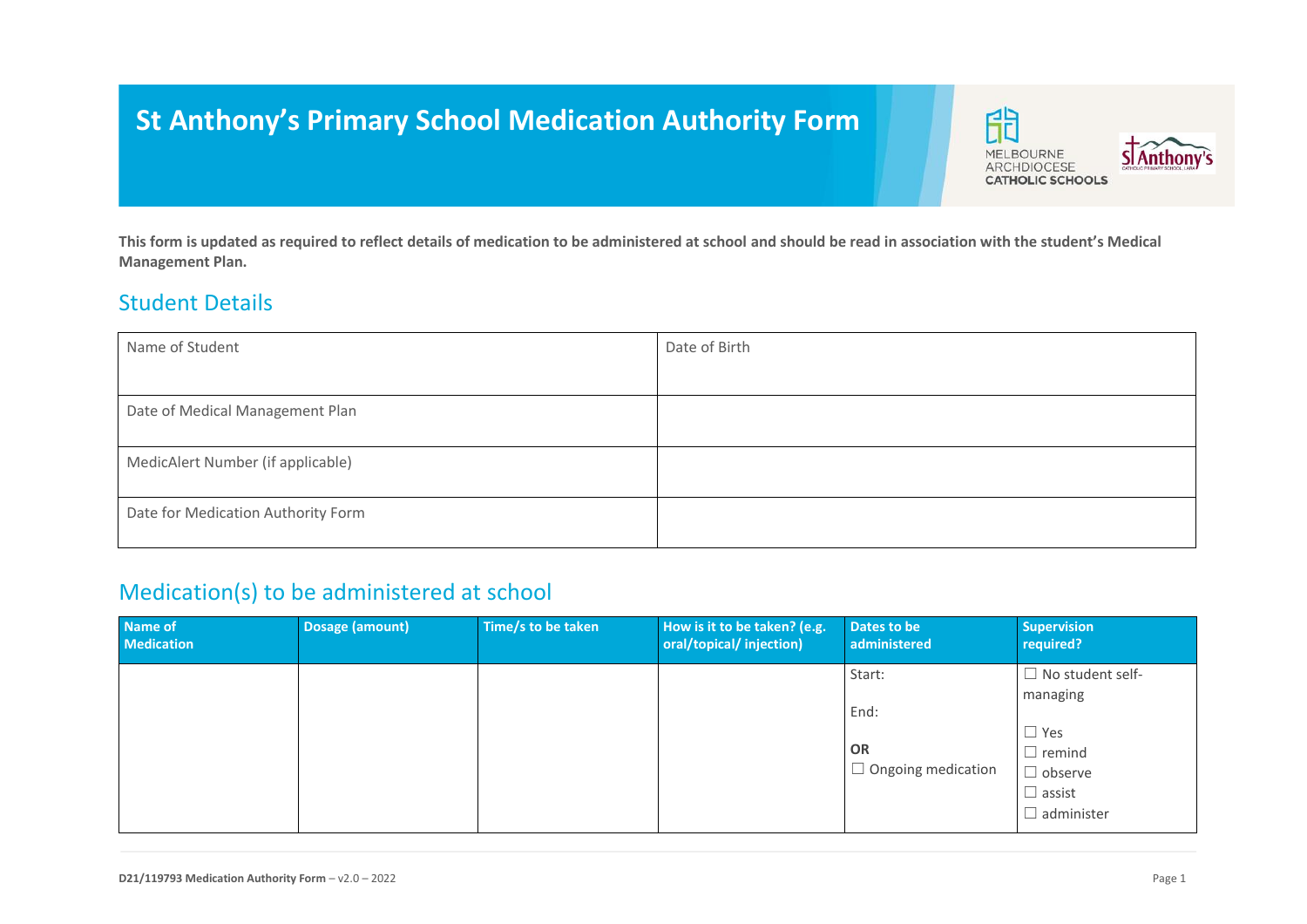# St Anthony's Primary School Medication Authority Form

**This form is updated as required to reflect details of medication to be administered at school and should be read in association with the student's Medical Management Plan.**

## Student Details

| Name of Student | Date of Birth |
|---|---|
| Date of Medical Management Plan | |
| MedicAlert Number (if applicable) | |
| Date for Medication Authority Form | |

## Medication(s) to be administered at school

| Name of Medication | Dosage (amount) | Time/s to be taken | How is it to be taken? (e.g. oral/topical/ injection) | Dates to be administered | Supervision required? |
|---|---|---|---|---|---|
| | | | | Start:<br><br>End:<br><br>**OR**<br>☐ Ongoing medication | ☐ No student self-managing<br><br>☐ Yes<br>☐ remind<br>☐ observe<br>☐ assist<br>☐ administer |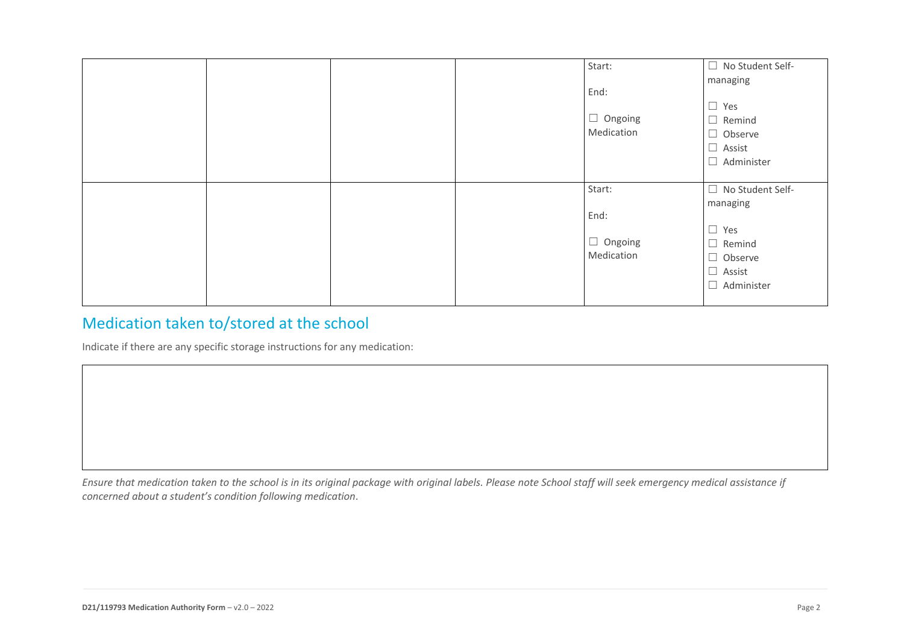| | | | | | |
|---|---|---|---|---|---|
| | | | | Start:<br><br>End:<br><br>☐ Ongoing Medication | ☐ No Student Self-managing<br><br>☐ Yes<br>☐ Remind<br>☐ Observe<br>☐ Assist<br>☐ Administer |
| | | | | Start:<br><br>End:<br><br>☐ Ongoing Medication | ☐ No Student Self-managing<br><br>☐ Yes<br>☐ Remind<br>☐ Observe<br>☐ Assist<br>☐ Administer |

## Medication taken to/stored at the school

Indicate if there are any specific storage instructions for any medication:

| |
|---|
| |

*Ensure that medication taken to the school is in its original package with original labels. Please note School staff will seek emergency medical assistance if concerned about a student's condition following medication.*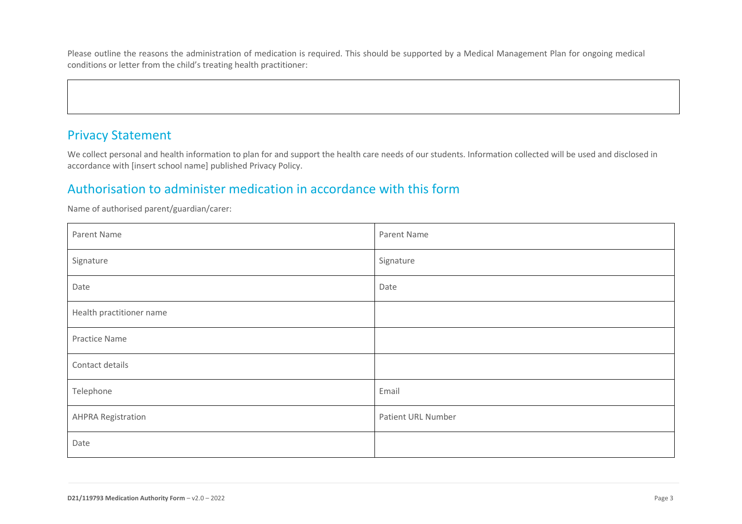Please outline the reasons the administration of medication is required. This should be supported by a Medical Management Plan for ongoing medical conditions or letter from the child's treating health practitioner:

| |
|---|
| |

## Privacy Statement

We collect personal and health information to plan for and support the health care needs of our students. Information collected will be used and disclosed in accordance with [insert school name] published Privacy Policy.

## Authorisation to administer medication in accordance with this form

Name of authorised parent/guardian/carer:

| | |
|---|---|
| Parent Name | Parent Name |
| Signature | Signature |
| Date | Date |
| Health practitioner name | |
| Practice Name | |
| Contact details | |
| Telephone | Email |
| AHPRA Registration | Patient URL Number |
| Date | |